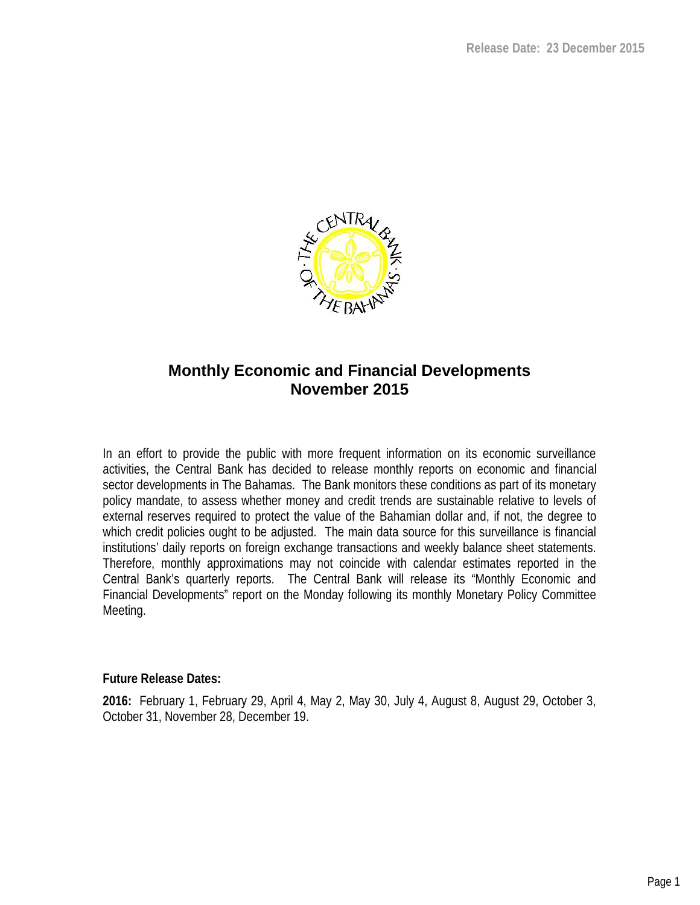Release Date: 23 December 2015

# Monthly Economic and Financial Developments
## November 2015

In an effort to provide the public with more frequent information on its economic surveillance activities, the Central Bank has decided to release monthly reports on economic and financial sector developments in The Bahamas. The Bank monitors these conditions as part of its monetary policy mandate, to assess whether money and credit trends are sustainable relative to levels of external reserves required to protect the value of the Bahamian dollar and, if not, the degree to which credit policies ought to be adjusted. The main data source for this surveillance is financial institutions' daily reports on foreign exchange transactions and weekly balance sheet statements. Therefore, monthly approximations may not coincide with calendar estimates reported in the Central Bank's quarterly reports. The Central Bank will release its "Monthly Economic and Financial Developments" report on the Monday following its monthly Monetary Policy Committee Meeting.

**Future Release Dates:**

**2016:** February 1, February 29, April 4, May 2, May 30, July 4, August 8, August 29, October 3, October 31, November 28, December 19.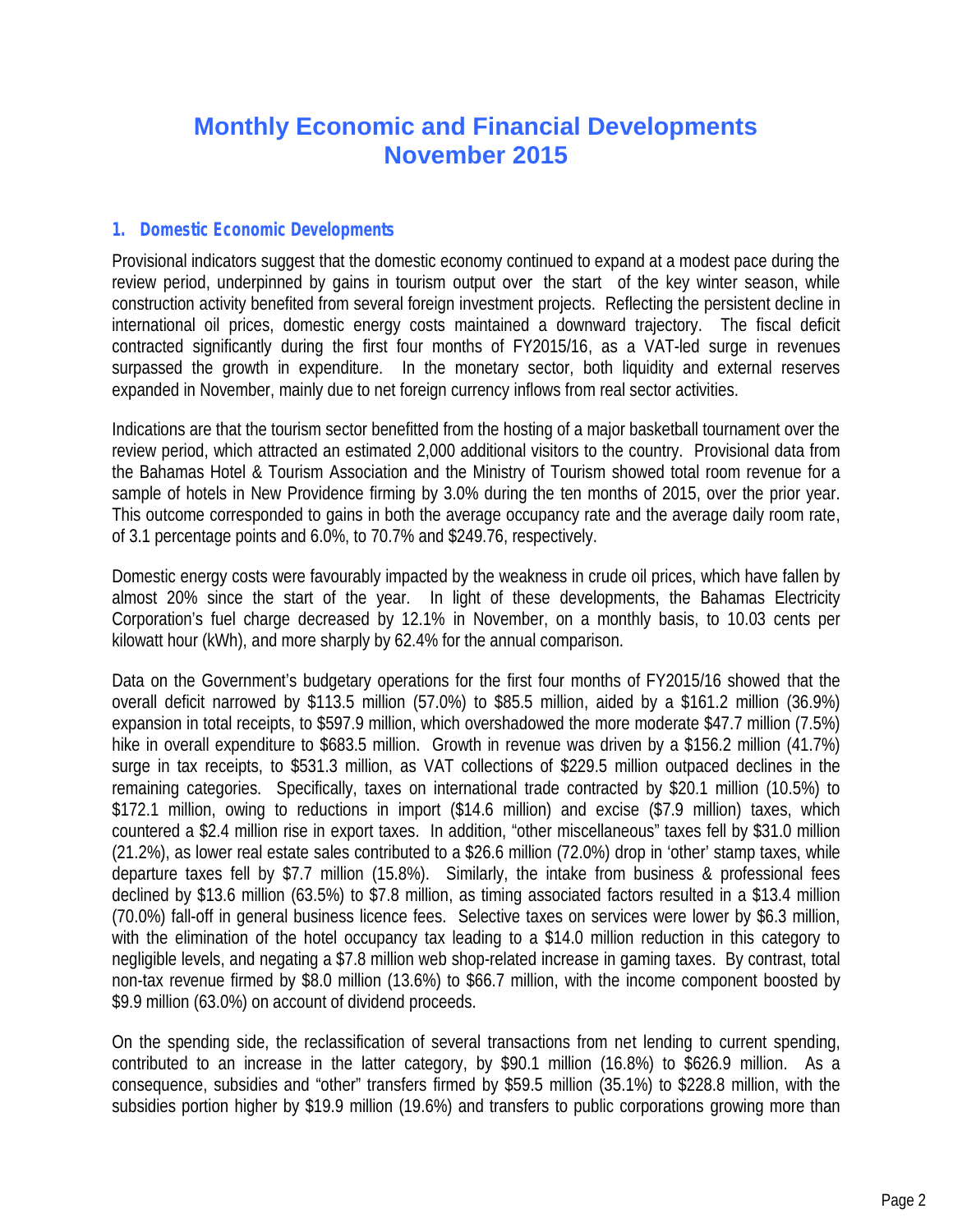# Monthly Economic and Financial Developments November 2015

## 1. Domestic Economic Developments

Provisional indicators suggest that the domestic economy continued to expand at a modest pace during the review period, underpinned by gains in tourism output over the start of the key winter season, while construction activity benefited from several foreign investment projects. Reflecting the persistent decline in international oil prices, domestic energy costs maintained a downward trajectory. The fiscal deficit contracted significantly during the first four months of FY2015/16, as a VAT-led surge in revenues surpassed the growth in expenditure. In the monetary sector, both liquidity and external reserves expanded in November, mainly due to net foreign currency inflows from real sector activities.

Indications are that the tourism sector benefitted from the hosting of a major basketball tournament over the review period, which attracted an estimated 2,000 additional visitors to the country. Provisional data from the Bahamas Hotel & Tourism Association and the Ministry of Tourism showed total room revenue for a sample of hotels in New Providence firming by 3.0% during the ten months of 2015, over the prior year. This outcome corresponded to gains in both the average occupancy rate and the average daily room rate, of 3.1 percentage points and 6.0%, to 70.7% and $249.76, respectively.

Domestic energy costs were favourably impacted by the weakness in crude oil prices, which have fallen by almost 20% since the start of the year. In light of these developments, the Bahamas Electricity Corporation's fuel charge decreased by 12.1% in November, on a monthly basis, to 10.03 cents per kilowatt hour (kWh), and more sharply by 62.4% for the annual comparison.

Data on the Government's budgetary operations for the first four months of FY2015/16 showed that the overall deficit narrowed by $113.5 million (57.0%) to $85.5 million, aided by a $161.2 million (36.9%) expansion in total receipts, to $597.9 million, which overshadowed the more moderate $47.7 million (7.5%) hike in overall expenditure to $683.5 million. Growth in revenue was driven by a $156.2 million (41.7%) surge in tax receipts, to $531.3 million, as VAT collections of $229.5 million outpaced declines in the remaining categories. Specifically, taxes on international trade contracted by $20.1 million (10.5%) to $172.1 million, owing to reductions in import ($14.6 million) and excise ($7.9 million) taxes, which countered a $2.4 million rise in export taxes. In addition, "other miscellaneous" taxes fell by $31.0 million (21.2%), as lower real estate sales contributed to a $26.6 million (72.0%) drop in 'other' stamp taxes, while departure taxes fell by $7.7 million (15.8%). Similarly, the intake from business & professional fees declined by $13.6 million (63.5%) to $7.8 million, as timing associated factors resulted in a $13.4 million (70.0%) fall-off in general business licence fees. Selective taxes on services were lower by $6.3 million, with the elimination of the hotel occupancy tax leading to a $14.0 million reduction in this category to negligible levels, and negating a $7.8 million web shop-related increase in gaming taxes. By contrast, total non-tax revenue firmed by $8.0 million (13.6%) to $66.7 million, with the income component boosted by $9.9 million (63.0%) on account of dividend proceeds.

On the spending side, the reclassification of several transactions from net lending to current spending, contributed to an increase in the latter category, by $90.1 million (16.8%) to $626.9 million. As a consequence, subsidies and "other" transfers firmed by $59.5 million (35.1%) to $228.8 million, with the subsidies portion higher by $19.9 million (19.6%) and transfers to public corporations growing more than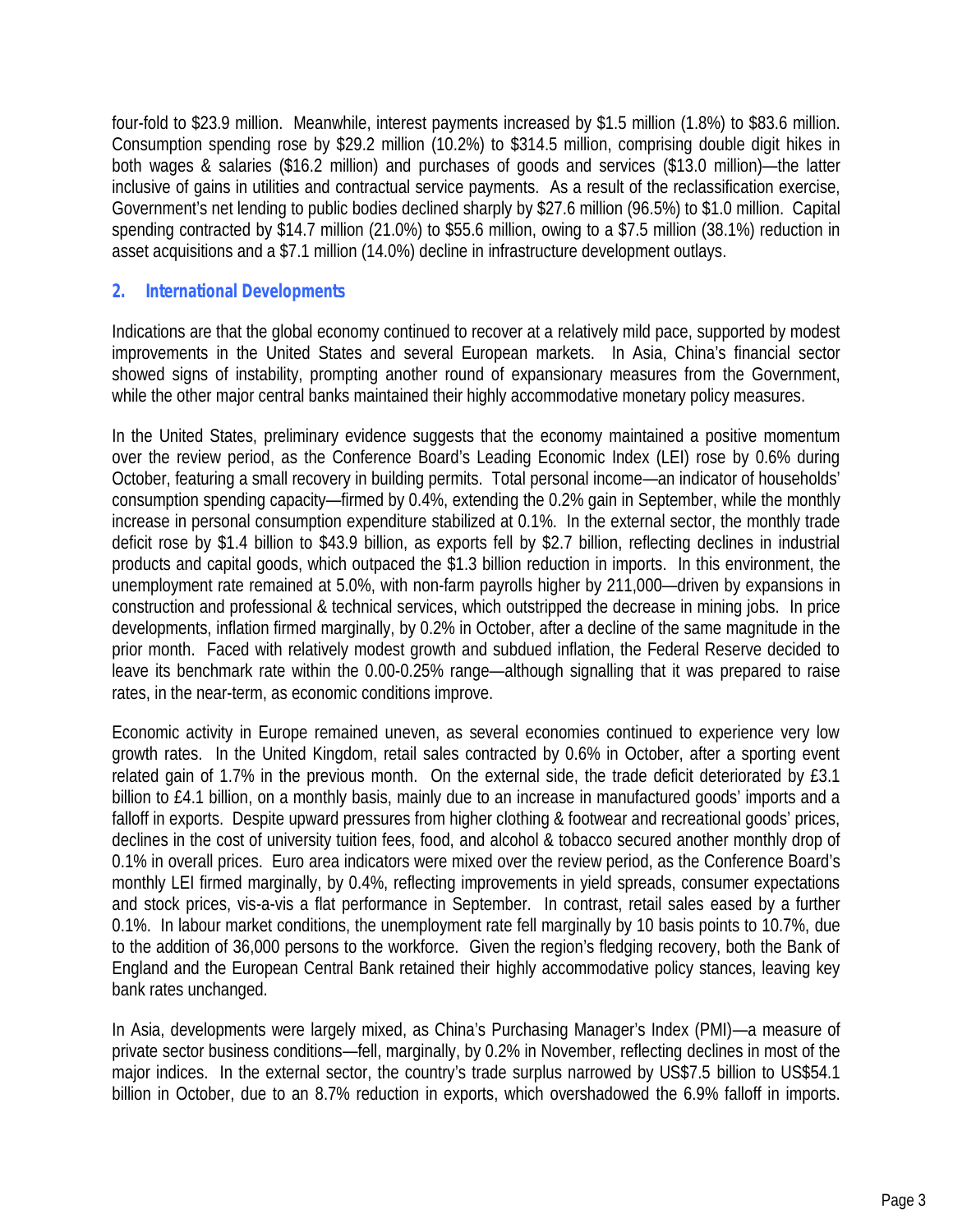four-fold to $23.9 million. Meanwhile, interest payments increased by $1.5 million (1.8%) to $83.6 million. Consumption spending rose by $29.2 million (10.2%) to $314.5 million, comprising double digit hikes in both wages & salaries ($16.2 million) and purchases of goods and services ($13.0 million)—the latter inclusive of gains in utilities and contractual service payments. As a result of the reclassification exercise, Government's net lending to public bodies declined sharply by $27.6 million (96.5%) to $1.0 million. Capital spending contracted by $14.7 million (21.0%) to $55.6 million, owing to a $7.5 million (38.1%) reduction in asset acquisitions and a $7.1 million (14.0%) decline in infrastructure development outlays.

## 2. International Developments

Indications are that the global economy continued to recover at a relatively mild pace, supported by modest improvements in the United States and several European markets. In Asia, China's financial sector showed signs of instability, prompting another round of expansionary measures from the Government, while the other major central banks maintained their highly accommodative monetary policy measures.

In the United States, preliminary evidence suggests that the economy maintained a positive momentum over the review period, as the Conference Board's Leading Economic Index (LEI) rose by 0.6% during October, featuring a small recovery in building permits. Total personal income—an indicator of households' consumption spending capacity—firmed by 0.4%, extending the 0.2% gain in September, while the monthly increase in personal consumption expenditure stabilized at 0.1%. In the external sector, the monthly trade deficit rose by $1.4 billion to $43.9 billion, as exports fell by $2.7 billion, reflecting declines in industrial products and capital goods, which outpaced the $1.3 billion reduction in imports. In this environment, the unemployment rate remained at 5.0%, with non-farm payrolls higher by 211,000—driven by expansions in construction and professional & technical services, which outstripped the decrease in mining jobs. In price developments, inflation firmed marginally, by 0.2% in October, after a decline of the same magnitude in the prior month. Faced with relatively modest growth and subdued inflation, the Federal Reserve decided to leave its benchmark rate within the 0.00-0.25% range—although signalling that it was prepared to raise rates, in the near-term, as economic conditions improve.

Economic activity in Europe remained uneven, as several economies continued to experience very low growth rates. In the United Kingdom, retail sales contracted by 0.6% in October, after a sporting event related gain of 1.7% in the previous month. On the external side, the trade deficit deteriorated by £3.1 billion to £4.1 billion, on a monthly basis, mainly due to an increase in manufactured goods' imports and a falloff in exports. Despite upward pressures from higher clothing & footwear and recreational goods' prices, declines in the cost of university tuition fees, food, and alcohol & tobacco secured another monthly drop of 0.1% in overall prices. Euro area indicators were mixed over the review period, as the Conference Board's monthly LEI firmed marginally, by 0.4%, reflecting improvements in yield spreads, consumer expectations and stock prices, vis-a-vis a flat performance in September. In contrast, retail sales eased by a further 0.1%. In labour market conditions, the unemployment rate fell marginally by 10 basis points to 10.7%, due to the addition of 36,000 persons to the workforce. Given the region's fledging recovery, both the Bank of England and the European Central Bank retained their highly accommodative policy stances, leaving key bank rates unchanged.

In Asia, developments were largely mixed, as China's Purchasing Manager's Index (PMI)—a measure of private sector business conditions—fell, marginally, by 0.2% in November, reflecting declines in most of the major indices. In the external sector, the country's trade surplus narrowed by US$7.5 billion to US$54.1 billion in October, due to an 8.7% reduction in exports, which overshadowed the 6.9% falloff in imports.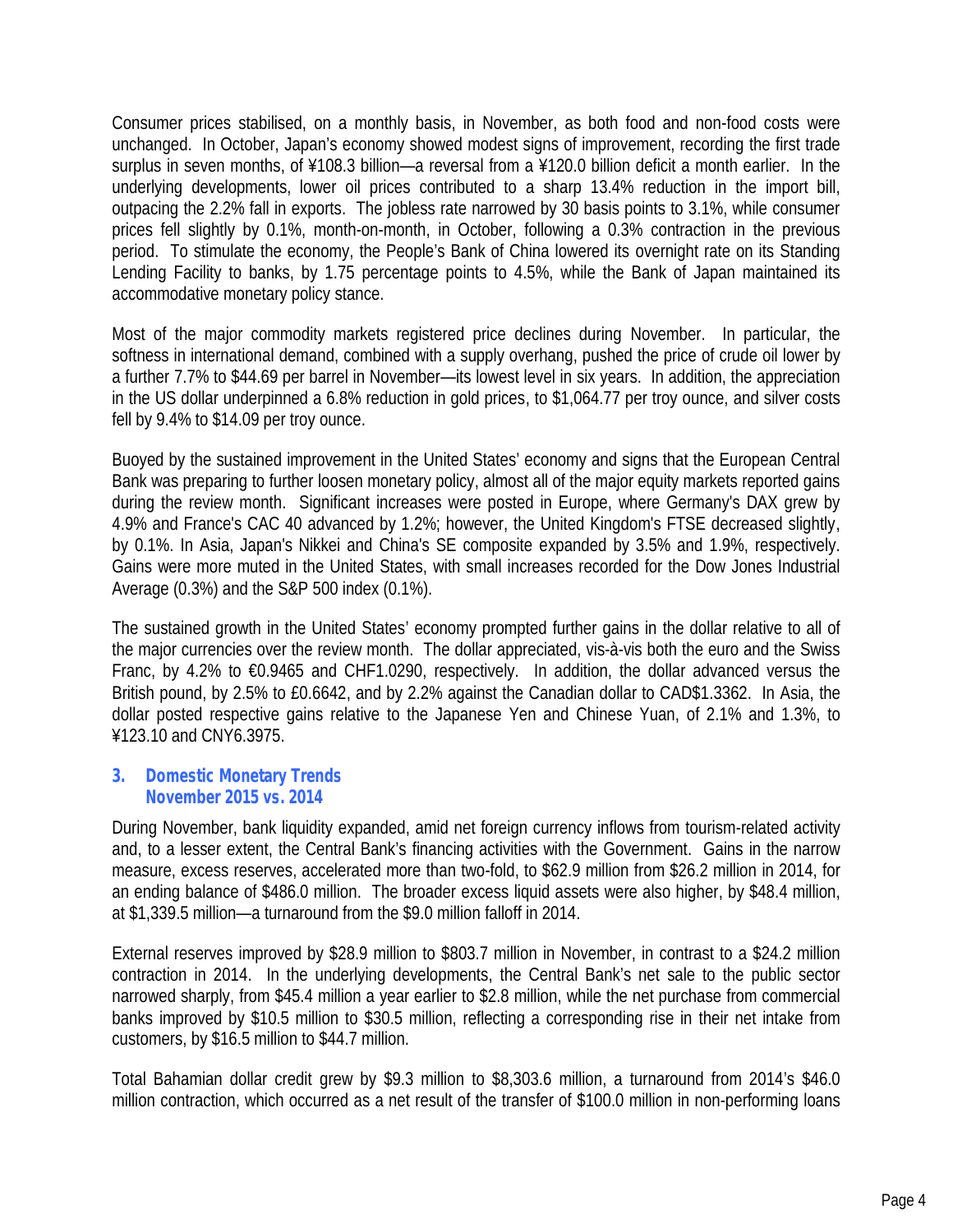Consumer prices stabilised, on a monthly basis, in November, as both food and non-food costs were unchanged. In October, Japan's economy showed modest signs of improvement, recording the first trade surplus in seven months, of ¥108.3 billion—a reversal from a ¥120.0 billion deficit a month earlier. In the underlying developments, lower oil prices contributed to a sharp 13.4% reduction in the import bill, outpacing the 2.2% fall in exports. The jobless rate narrowed by 30 basis points to 3.1%, while consumer prices fell slightly by 0.1%, month-on-month, in October, following a 0.3% contraction in the previous period. To stimulate the economy, the People's Bank of China lowered its overnight rate on its Standing Lending Facility to banks, by 1.75 percentage points to 4.5%, while the Bank of Japan maintained its accommodative monetary policy stance.

Most of the major commodity markets registered price declines during November. In particular, the softness in international demand, combined with a supply overhang, pushed the price of crude oil lower by a further 7.7% to $44.69 per barrel in November—its lowest level in six years. In addition, the appreciation in the US dollar underpinned a 6.8% reduction in gold prices, to $1,064.77 per troy ounce, and silver costs fell by 9.4% to $14.09 per troy ounce.

Buoyed by the sustained improvement in the United States' economy and signs that the European Central Bank was preparing to further loosen monetary policy, almost all of the major equity markets reported gains during the review month. Significant increases were posted in Europe, where Germany's DAX grew by 4.9% and France's CAC 40 advanced by 1.2%; however, the United Kingdom's FTSE decreased slightly, by 0.1%. In Asia, Japan's Nikkei and China's SE composite expanded by 3.5% and 1.9%, respectively. Gains were more muted in the United States, with small increases recorded for the Dow Jones Industrial Average (0.3%) and the S&P 500 index (0.1%).

The sustained growth in the United States' economy prompted further gains in the dollar relative to all of the major currencies over the review month. The dollar appreciated, vis-à-vis both the euro and the Swiss Franc, by 4.2% to €0.9465 and CHF1.0290, respectively. In addition, the dollar advanced versus the British pound, by 2.5% to £0.6642, and by 2.2% against the Canadian dollar to CAD$1.3362. In Asia, the dollar posted respective gains relative to the Japanese Yen and Chinese Yuan, of 2.1% and 1.3%, to ¥123.10 and CNY6.3975.

## 3. Domestic Monetary Trends
## November 2015 vs. 2014

During November, bank liquidity expanded, amid net foreign currency inflows from tourism-related activity and, to a lesser extent, the Central Bank's financing activities with the Government. Gains in the narrow measure, excess reserves, accelerated more than two-fold, to $62.9 million from $26.2 million in 2014, for an ending balance of $486.0 million. The broader excess liquid assets were also higher, by $48.4 million, at $1,339.5 million—a turnaround from the $9.0 million falloff in 2014.

External reserves improved by $28.9 million to $803.7 million in November, in contrast to a $24.2 million contraction in 2014. In the underlying developments, the Central Bank's net sale to the public sector narrowed sharply, from $45.4 million a year earlier to $2.8 million, while the net purchase from commercial banks improved by $10.5 million to $30.5 million, reflecting a corresponding rise in their net intake from customers, by $16.5 million to $44.7 million.

Total Bahamian dollar credit grew by $9.3 million to $8,303.6 million, a turnaround from 2014's $46.0 million contraction, which occurred as a net result of the transfer of $100.0 million in non-performing loans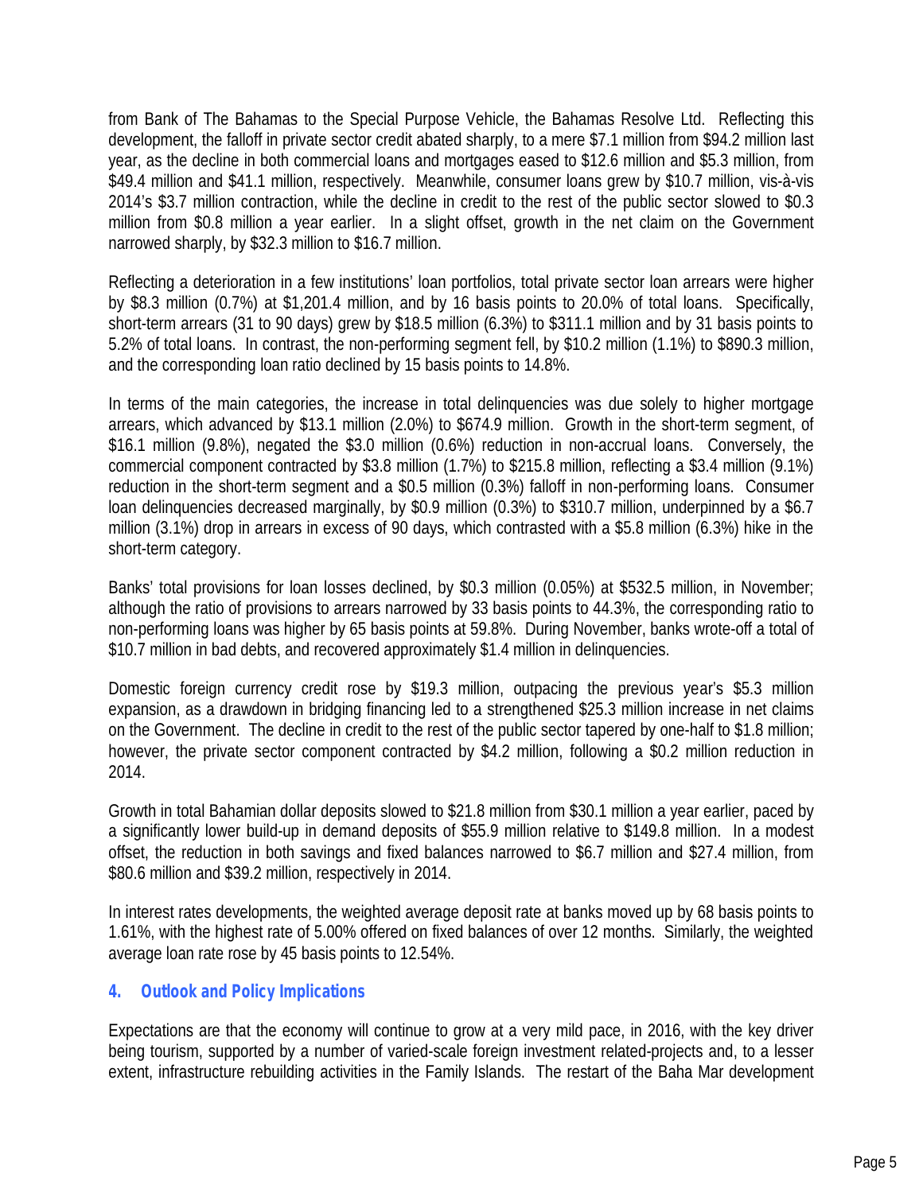from Bank of The Bahamas to the Special Purpose Vehicle, the Bahamas Resolve Ltd. Reflecting this development, the falloff in private sector credit abated sharply, to a mere $7.1 million from $94.2 million last year, as the decline in both commercial loans and mortgages eased to $12.6 million and $5.3 million, from $49.4 million and $41.1 million, respectively. Meanwhile, consumer loans grew by $10.7 million, vis-à-vis 2014's $3.7 million contraction, while the decline in credit to the rest of the public sector slowed to $0.3 million from $0.8 million a year earlier. In a slight offset, growth in the net claim on the Government narrowed sharply, by $32.3 million to $16.7 million.

Reflecting a deterioration in a few institutions' loan portfolios, total private sector loan arrears were higher by $8.3 million (0.7%) at $1,201.4 million, and by 16 basis points to 20.0% of total loans. Specifically, short-term arrears (31 to 90 days) grew by $18.5 million (6.3%) to $311.1 million and by 31 basis points to 5.2% of total loans. In contrast, the non-performing segment fell, by $10.2 million (1.1%) to $890.3 million, and the corresponding loan ratio declined by 15 basis points to 14.8%.

In terms of the main categories, the increase in total delinquencies was due solely to higher mortgage arrears, which advanced by $13.1 million (2.0%) to $674.9 million. Growth in the short-term segment, of $16.1 million (9.8%), negated the $3.0 million (0.6%) reduction in non-accrual loans. Conversely, the commercial component contracted by $3.8 million (1.7%) to $215.8 million, reflecting a $3.4 million (9.1%) reduction in the short-term segment and a $0.5 million (0.3%) falloff in non-performing loans. Consumer loan delinquencies decreased marginally, by $0.9 million (0.3%) to $310.7 million, underpinned by a $6.7 million (3.1%) drop in arrears in excess of 90 days, which contrasted with a $5.8 million (6.3%) hike in the short-term category.

Banks' total provisions for loan losses declined, by $0.3 million (0.05%) at $532.5 million, in November; although the ratio of provisions to arrears narrowed by 33 basis points to 44.3%, the corresponding ratio to non-performing loans was higher by 65 basis points at 59.8%. During November, banks wrote-off a total of $10.7 million in bad debts, and recovered approximately $1.4 million in delinquencies.

Domestic foreign currency credit rose by $19.3 million, outpacing the previous year's $5.3 million expansion, as a drawdown in bridging financing led to a strengthened $25.3 million increase in net claims on the Government. The decline in credit to the rest of the public sector tapered by one-half to $1.8 million; however, the private sector component contracted by $4.2 million, following a $0.2 million reduction in 2014.

Growth in total Bahamian dollar deposits slowed to $21.8 million from $30.1 million a year earlier, paced by a significantly lower build-up in demand deposits of $55.9 million relative to $149.8 million. In a modest offset, the reduction in both savings and fixed balances narrowed to $6.7 million and $27.4 million, from $80.6 million and $39.2 million, respectively in 2014.

In interest rates developments, the weighted average deposit rate at banks moved up by 68 basis points to 1.61%, with the highest rate of 5.00% offered on fixed balances of over 12 months. Similarly, the weighted average loan rate rose by 45 basis points to 12.54%.

## 4. Outlook and Policy Implications

Expectations are that the economy will continue to grow at a very mild pace, in 2016, with the key driver being tourism, supported by a number of varied-scale foreign investment related-projects and, to a lesser extent, infrastructure rebuilding activities in the Family Islands. The restart of the Baha Mar development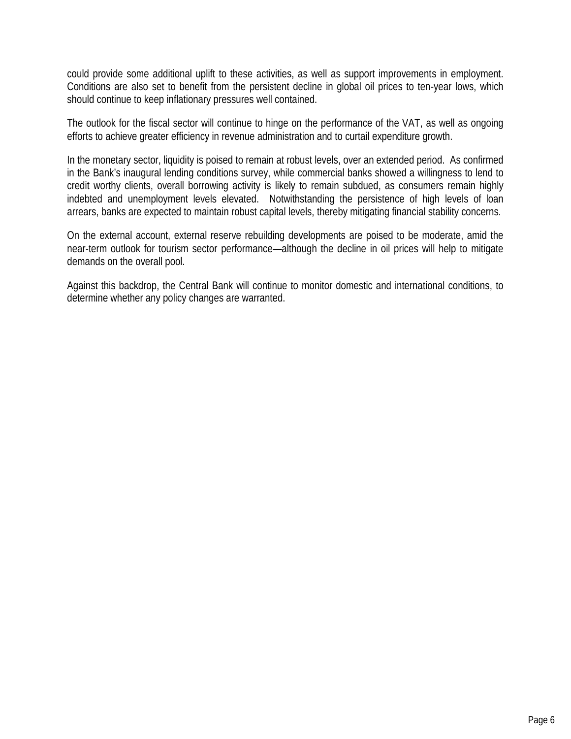could provide some additional uplift to these activities, as well as support improvements in employment. Conditions are also set to benefit from the persistent decline in global oil prices to ten-year lows, which should continue to keep inflationary pressures well contained.

The outlook for the fiscal sector will continue to hinge on the performance of the VAT, as well as ongoing efforts to achieve greater efficiency in revenue administration and to curtail expenditure growth.

In the monetary sector, liquidity is poised to remain at robust levels, over an extended period. As confirmed in the Bank's inaugural lending conditions survey, while commercial banks showed a willingness to lend to credit worthy clients, overall borrowing activity is likely to remain subdued, as consumers remain highly indebted and unemployment levels elevated. Notwithstanding the persistence of high levels of loan arrears, banks are expected to maintain robust capital levels, thereby mitigating financial stability concerns.

On the external account, external reserve rebuilding developments are poised to be moderate, amid the near-term outlook for tourism sector performance—although the decline in oil prices will help to mitigate demands on the overall pool.

Against this backdrop, the Central Bank will continue to monitor domestic and international conditions, to determine whether any policy changes are warranted.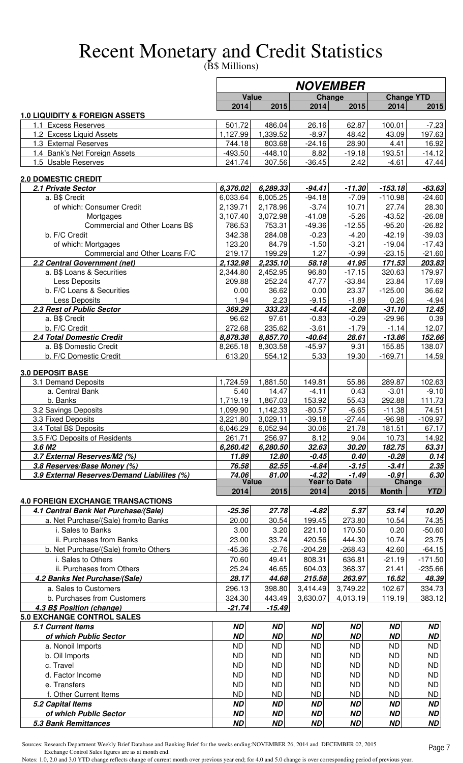# Recent Monetary and Credit Statistics

(B$ Millions)

| | NOVEMBER | | | | | |
|---|---|---|---|---|---|---|
| | Value | | Change | | Change YTD | |
| | 2014 | 2015 | 2014 | 2015 | 2014 | 2015 |
| **1.0 LIQUIDITY & FOREIGN ASSETS** | | | | | | |
| 1.1 Excess Reserves | 501.72 | 486.04 | 26.16 | 62.87 | 100.01 | -7.23 |
| 1.2 Excess Liquid Assets | 1,127.99 | 1,339.52 | -8.97 | 48.42 | 43.09 | 197.63 |
| 1.3 External Reserves | 744.18 | 803.68 | -24.16 | 28.90 | 4.41 | 16.92 |
| 1.4 Bank's Net Foreign Assets | -493.50 | -448.10 | 8.82 | -19.18 | 193.51 | -14.12 |
| 1.5 Usable Reserves | 241.74 | 307.56 | -36.45 | 2.42 | -4.61 | 47.44 |
| **2.0 DOMESTIC CREDIT** | | | | | | |
| ***2.1 Private Sector*** | ***6,376.02*** | ***6,289.33*** | ***-94.41*** | ***-11.30*** | ***-153.18*** | ***-63.63*** |
| a. B$ Credit | 6,033.64 | 6,005.25 | -94.18 | -7.09 | -110.98 | -24.60 |
| of which: Consumer Credit | 2,139.71 | 2,178.96 | -3.74 | 10.71 | 27.74 | 28.30 |
| Mortgages | 3,107.40 | 3,072.98 | -41.08 | -5.26 | -43.52 | -26.08 |
| Commercial and Other Loans B$ | 786.53 | 753.31 | -49.36 | -12.55 | -95.20 | -26.82 |
| b. F/C Credit | 342.38 | 284.08 | -0.23 | -4.20 | -42.19 | -39.03 |
| of which: Mortgages | 123.20 | 84.79 | -1.50 | -3.21 | -19.04 | -17.43 |
| Commercial and Other Loans F/C | 219.17 | 199.29 | 1.27 | -0.99 | -23.15 | -21.60 |
| ***2.2 Central Government (net)*** | ***2,132.98*** | ***2,235.10*** | ***58.18*** | ***41.95*** | ***171.53*** | ***203.83*** |
| a. B$ Loans & Securities | 2,344.80 | 2,452.95 | 96.80 | -17.15 | 320.63 | 179.97 |
| Less Deposits | 209.88 | 252.24 | 47.77 | -33.84 | 23.84 | 17.69 |
| b. F/C Loans & Securities | 0.00 | 36.62 | 0.00 | 23.37 | -125.00 | 36.62 |
| Less Deposits | 1.94 | 2.23 | -9.15 | -1.89 | 0.26 | -4.94 |
| ***2.3 Rest of Public Sector*** | ***369.29*** | ***333.23*** | ***-4.44*** | ***-2.08*** | ***-31.10*** | ***12.45*** |
| a. B$ Credit | 96.62 | 97.61 | -0.83 | -0.29 | -29.96 | 0.39 |
| b. F/C Credit | 272.68 | 235.62 | -3.61 | -1.79 | -1.14 | 12.07 |
| ***2.4 Total Domestic Credit*** | ***8,878.38*** | ***8,857.70*** | ***-40.64*** | ***28.61*** | ***-13.86*** | ***152.66*** |
| a. B$ Domestic Credit | 8,265.18 | 8,303.58 | -45.97 | 9.31 | 155.85 | 138.07 |
| b. F/C Domestic Credit | 613.20 | 554.12 | 5.33 | 19.30 | -169.71 | 14.59 |
| **3.0 DEPOSIT BASE** | | | | | | |
| 3.1 Demand Deposits | 1,724.59 | 1,881.50 | 149.81 | 55.86 | 289.87 | 102.63 |
| a. Central Bank | 5.40 | 14.47 | -4.11 | 0.43 | -3.01 | -9.10 |
| b. Banks | 1,719.19 | 1,867.03 | 153.92 | 55.43 | 292.88 | 111.73 |
| 3.2 Savings Deposits | 1,099.90 | 1,142.33 | -80.57 | -6.65 | -11.38 | 74.51 |
| 3.3 Fixed Deposits | 3,221.80 | 3,029.11 | -39.18 | -27.44 | -96.98 | -109.97 |
| 3.4 Total B$ Deposits | 6,046.29 | 6,052.94 | 30.06 | 21.78 | 181.51 | 67.17 |
| 3.5 F/C Deposits of Residents | 261.71 | 256.97 | 8.12 | 9.04 | 10.73 | 14.92 |
| ***3.6 M2*** | ***6,260.42*** | ***6,280.50*** | ***32.63*** | ***30.20*** | ***182.75*** | ***63.31*** |
| ***3.7 External Reserves/M2 (%)*** | ***11.89*** | ***12.80*** | ***-0.45*** | ***0.40*** | ***-0.28*** | ***0.14*** |
| ***3.8 Reserves/Base Money (%)*** | ***76.58*** | ***82.55*** | ***-4.84*** | ***-3.15*** | ***-3.41*** | ***2.35*** |
| ***3.9 External Reserves/Demand Liabilites (%)*** | ***74.06*** | ***81.00*** | ***-4.32*** | ***-1.49*** | ***-0.91*** | ***6.30*** |
| | **Value** | | **Year to Date** | | **Change** | |
| | **2014** | **2015** | **2014** | **2015** | ***Month*** | ***YTD*** |
| **4.0 FOREIGN EXCHANGE TRANSACTIONS** | | | | | | |
| ***4.1 Central Bank Net Purchase/(Sale)*** | ***-25.36*** | ***27.78*** | ***-4.82*** | ***5.37*** | ***53.14*** | ***10.20*** |
| a. Net Purchase/(Sale) from/to Banks | 20.00 | 30.54 | 199.45 | 273.80 | 10.54 | 74.35 |
| i. Sales to Banks | 3.00 | 3.20 | 221.10 | 170.50 | 0.20 | -50.60 |
| ii. Purchases from Banks | 23.00 | 33.74 | 420.56 | 444.30 | 10.74 | 23.75 |
| b. Net Purchase/(Sale) from/to Others | -45.36 | -2.76 | -204.28 | -268.43 | 42.60 | -64.15 |
| i. Sales to Others | 70.60 | 49.41 | 808.31 | 636.81 | -21.19 | -171.50 |
| ii. Purchases from Others | 25.24 | 46.65 | 604.03 | 368.37 | 21.41 | -235.66 |
| ***4.2 Banks Net Purchase/(Sale)*** | ***28.17*** | ***44.68*** | ***215.58*** | ***263.97*** | ***16.52*** | ***48.39*** |
| a. Sales to Customers | 296.13 | 398.80 | 3,414.49 | 3,749.22 | 102.67 | 334.73 |
| b. Purchases from Customers | 324.30 | 443.49 | 3,630.07 | 4,013.19 | 119.19 | 383.12 |
| ***4.3 B$ Position (change)*** | ***-21.74*** | ***-15.49*** | | | | |
| **5.0 EXCHANGE CONTROL SALES** | | | | | | |
| ***5.1 Current Items*** | ***ND*** | ***ND*** | ***ND*** | ***ND*** | ***ND*** | ***ND*** |
| ***of which Public Sector*** | ***ND*** | ***ND*** | ***ND*** | ***ND*** | ***ND*** | ***ND*** |
| a. Nonoil Imports | ND | ND | ND | ND | ND | ND |
| b. Oil Imports | ND | ND | ND | ND | ND | ND |
| c. Travel | ND | ND | ND | ND | ND | ND |
| d. Factor Income | ND | ND | ND | ND | ND | ND |
| e. Transfers | ND | ND | ND | ND | ND | ND |
| f. Other Current Items | ND | ND | ND | ND | ND | ND |
| ***5.2 Capital Items*** | ***ND*** | ***ND*** | ***ND*** | ***ND*** | ***ND*** | ***ND*** |
| ***of which Public Sector*** | ***ND*** | ***ND*** | ***ND*** | ***ND*** | ***ND*** | ***ND*** |
| ***5.3 Bank Remittances*** | ***ND*** | ***ND*** | ***ND*** | ***ND*** | ***ND*** | ***ND*** |

Sources: Research Department Weekly Brief Database and Banking Brief for the weeks ending:NOVEMBER 26, 2014 and DECEMBER 02, 2015
Exchange Control Sales figures are as at month end.

Notes: 1.0, 2.0 and 3.0 YTD change reflects change of current month over previous year end; for 4.0 and 5.0 change is over corresponding period of previous year.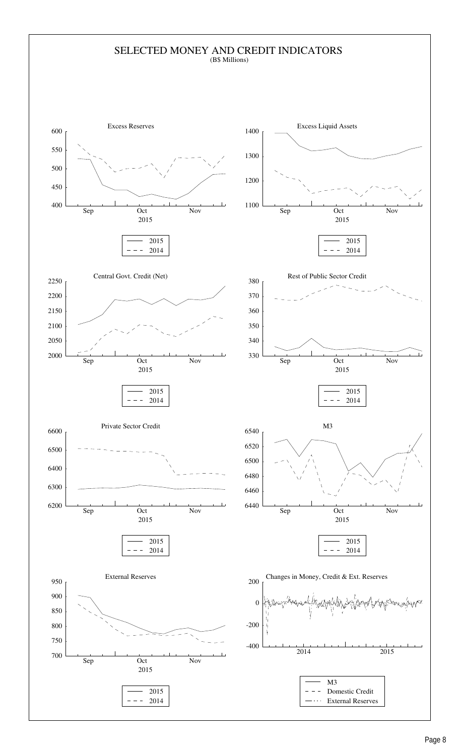# SELECTED MONEY AND CREDIT INDICATORS

(B$ Millions)

### Excess Reserves

### Excess Liquid Assets

### Central Govt. Credit (Net)

### Rest of Public Sector Credit

### Private Sector Credit

### M3

### External Reserves

### Changes in Money, Credit & Ext. Reserves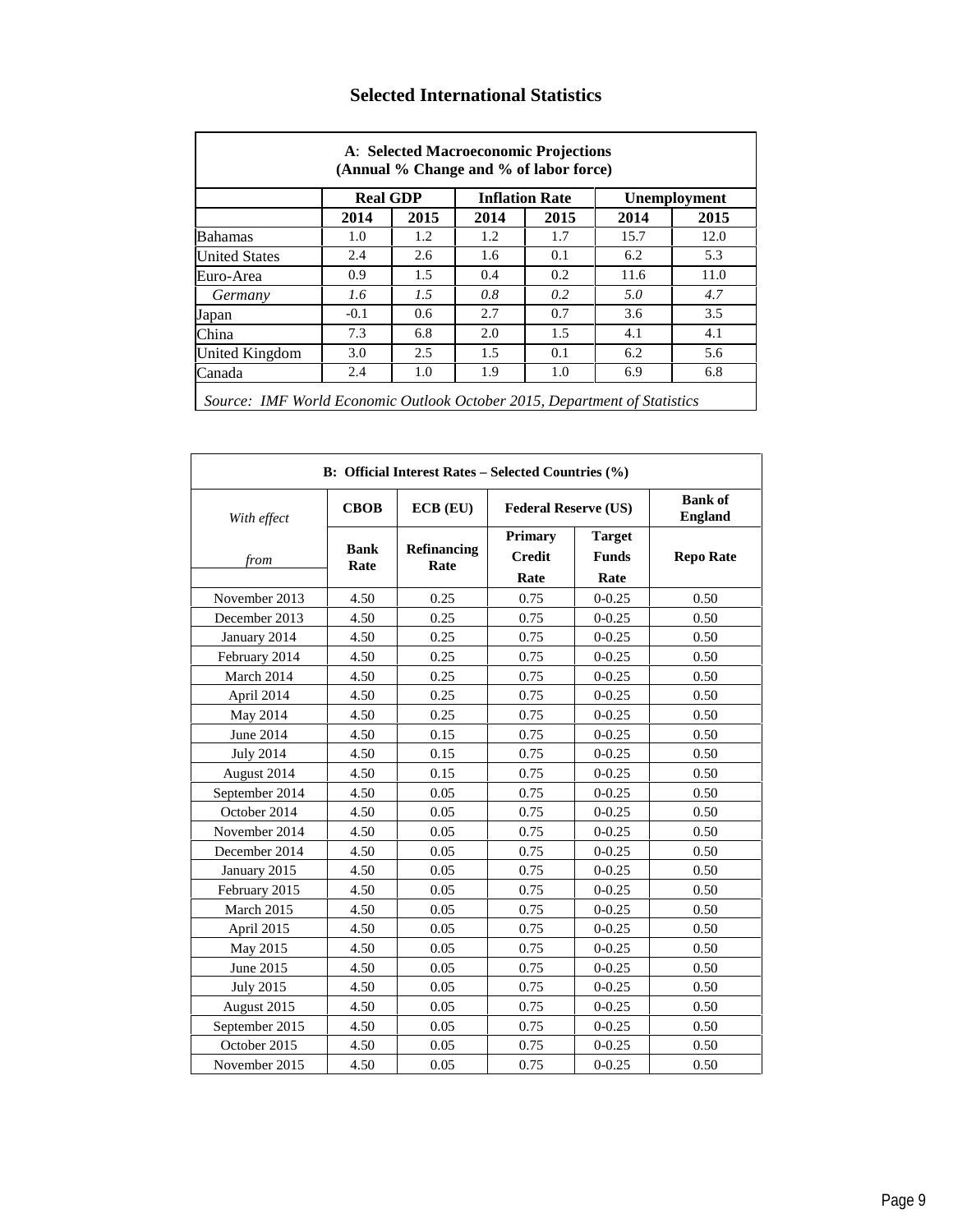## Selected International Statistics

**A: Selected Macroeconomic Projections**
**(Annual % Change and % of labor force)**

| | Real GDP | | Inflation Rate | | Unemployment | |
|---|---|---|---|---|---|---|
| | 2014 | 2015 | 2014 | 2015 | 2014 | 2015 |
| Bahamas | 1.0 | 1.2 | 1.2 | 1.7 | 15.7 | 12.0 |
| United States | 2.4 | 2.6 | 1.6 | 0.1 | 6.2 | 5.3 |
| Euro-Area | 0.9 | 1.5 | 0.4 | 0.2 | 11.6 | 11.0 |
| *Germany* | *1.6* | *1.5* | *0.8* | *0.2* | *5.0* | *4.7* |
| Japan | -0.1 | 0.6 | 2.7 | 0.7 | 3.6 | 3.5 |
| China | 7.3 | 6.8 | 2.0 | 1.5 | 4.1 | 4.1 |
| United Kingdom | 3.0 | 2.5 | 1.5 | 0.1 | 6.2 | 5.6 |
| Canada | 2.4 | 1.0 | 1.9 | 1.0 | 6.9 | 6.8 |

*Source: IMF World Economic Outlook October 2015, Department of Statistics*

**B: Official Interest Rates – Selected Countries (%)**

| *With effect from* | CBOB | ECB (EU) | Federal Reserve (US) | | Bank of England |
|---|---|---|---|---|---|
| | Bank Rate | Refinancing Rate | Primary Credit Rate | Target Funds Rate | Repo Rate |
| November 2013 | 4.50 | 0.25 | 0.75 | 0-0.25 | 0.50 |
| December 2013 | 4.50 | 0.25 | 0.75 | 0-0.25 | 0.50 |
| January 2014 | 4.50 | 0.25 | 0.75 | 0-0.25 | 0.50 |
| February 2014 | 4.50 | 0.25 | 0.75 | 0-0.25 | 0.50 |
| March 2014 | 4.50 | 0.25 | 0.75 | 0-0.25 | 0.50 |
| April 2014 | 4.50 | 0.25 | 0.75 | 0-0.25 | 0.50 |
| May 2014 | 4.50 | 0.25 | 0.75 | 0-0.25 | 0.50 |
| June 2014 | 4.50 | 0.15 | 0.75 | 0-0.25 | 0.50 |
| July 2014 | 4.50 | 0.15 | 0.75 | 0-0.25 | 0.50 |
| August 2014 | 4.50 | 0.15 | 0.75 | 0-0.25 | 0.50 |
| September 2014 | 4.50 | 0.05 | 0.75 | 0-0.25 | 0.50 |
| October 2014 | 4.50 | 0.05 | 0.75 | 0-0.25 | 0.50 |
| November 2014 | 4.50 | 0.05 | 0.75 | 0-0.25 | 0.50 |
| December 2014 | 4.50 | 0.05 | 0.75 | 0-0.25 | 0.50 |
| January 2015 | 4.50 | 0.05 | 0.75 | 0-0.25 | 0.50 |
| February 2015 | 4.50 | 0.05 | 0.75 | 0-0.25 | 0.50 |
| March 2015 | 4.50 | 0.05 | 0.75 | 0-0.25 | 0.50 |
| April 2015 | 4.50 | 0.05 | 0.75 | 0-0.25 | 0.50 |
| May 2015 | 4.50 | 0.05 | 0.75 | 0-0.25 | 0.50 |
| June 2015 | 4.50 | 0.05 | 0.75 | 0-0.25 | 0.50 |
| July 2015 | 4.50 | 0.05 | 0.75 | 0-0.25 | 0.50 |
| August 2015 | 4.50 | 0.05 | 0.75 | 0-0.25 | 0.50 |
| September 2015 | 4.50 | 0.05 | 0.75 | 0-0.25 | 0.50 |
| October 2015 | 4.50 | 0.05 | 0.75 | 0-0.25 | 0.50 |
| November 2015 | 4.50 | 0.05 | 0.75 | 0-0.25 | 0.50 |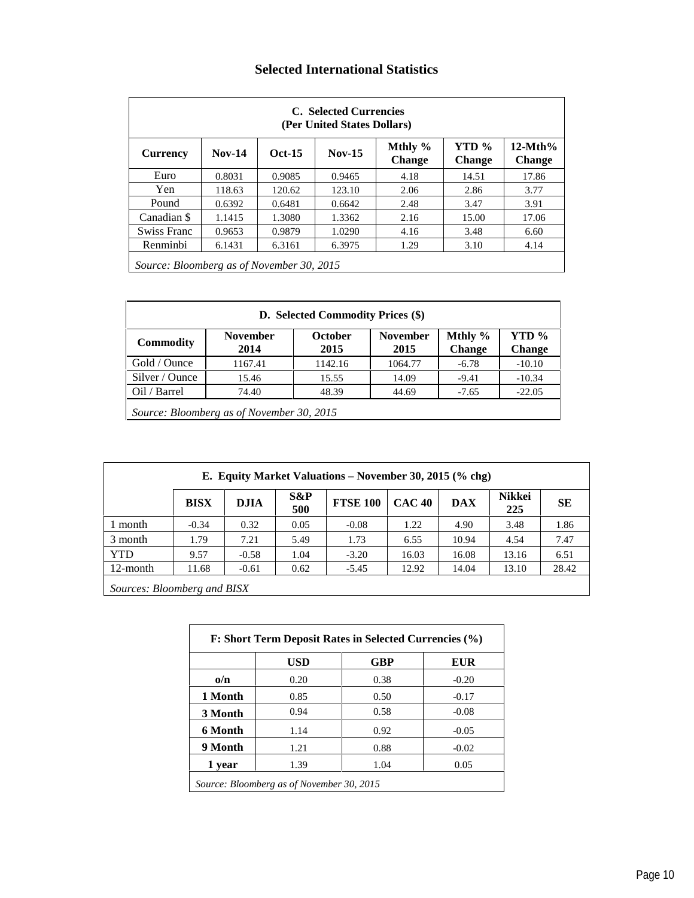# Selected International Statistics

| C. Selected Currencies (Per United States Dollars) | | | | | | |
|---|---|---|---|---|---|---|
| **Currency** | **Nov-14** | **Oct-15** | **Nov-15** | **Mthly % Change** | **YTD % Change** | **12-Mth% Change** |
| Euro | 0.8031 | 0.9085 | 0.9465 | 4.18 | 14.51 | 17.86 |
| Yen | 118.63 | 120.62 | 123.10 | 2.06 | 2.86 | 3.77 |
| Pound | 0.6392 | 0.6481 | 0.6642 | 2.48 | 3.47 | 3.91 |
| Canadian $ | 1.1415 | 1.3080 | 1.3362 | 2.16 | 15.00 | 17.06 |
| Swiss Franc | 0.9653 | 0.9879 | 1.0290 | 4.16 | 3.48 | 6.60 |
| Renminbi | 6.1431 | 6.3161 | 6.3975 | 1.29 | 3.10 | 4.14 |

*Source: Bloomberg as of November 30, 2015*

| D. Selected Commodity Prices ($) | | | | | |
|---|---|---|---|---|---|
| **Commodity** | **November 2014** | **October 2015** | **November 2015** | **Mthly % Change** | **YTD % Change** |
| Gold / Ounce | 1167.41 | 1142.16 | 1064.77 | -6.78 | -10.10 |
| Silver / Ounce | 15.46 | 15.55 | 14.09 | -9.41 | -10.34 |
| Oil / Barrel | 74.40 | 48.39 | 44.69 | -7.65 | -22.05 |

*Source: Bloomberg as of November 30, 2015*

| E. Equity Market Valuations – November 30, 2015 (% chg) | | | | | | | | |
|---|---|---|---|---|---|---|---|---|
| | **BISX** | **DJIA** | **S&P 500** | **FTSE 100** | **CAC 40** | **DAX** | **Nikkei 225** | **SE** |
| 1 month | -0.34 | 0.32 | 0.05 | -0.08 | 1.22 | 4.90 | 3.48 | 1.86 |
| 3 month | 1.79 | 7.21 | 5.49 | 1.73 | 6.55 | 10.94 | 4.54 | 7.47 |
| YTD | 9.57 | -0.58 | 1.04 | -3.20 | 16.03 | 16.08 | 13.16 | 6.51 |
| 12-month | 11.68 | -0.61 | 0.62 | -5.45 | 12.92 | 14.04 | 13.10 | 28.42 |

*Sources: Bloomberg and BISX*

| F: Short Term Deposit Rates in Selected Currencies (%) | | | |
|---|---|---|---|
| | **USD** | **GBP** | **EUR** |
| **o/n** | 0.20 | 0.38 | -0.20 |
| **1 Month** | 0.85 | 0.50 | -0.17 |
| **3 Month** | 0.94 | 0.58 | -0.08 |
| **6 Month** | 1.14 | 0.92 | -0.05 |
| **9 Month** | 1.21 | 0.88 | -0.02 |
| **1 year** | 1.39 | 1.04 | 0.05 |

*Source: Bloomberg as of November 30, 2015*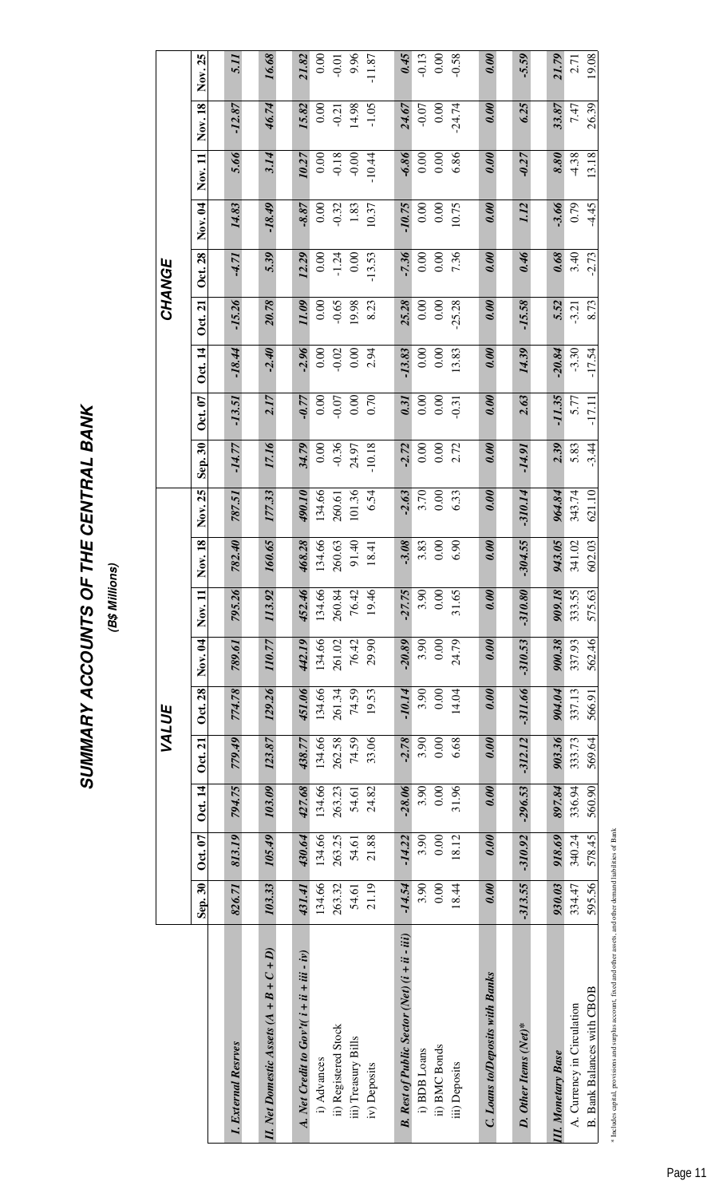# SUMMARY ACCOUNTS OF THE CENTRAL BANK

**(B$ Millions)**

| | VALUE | | | | | | | | | CHANGE | | | | | | | | |
|---|---|---|---|---|---|---|---|---|---|---|---|---|---|---|---|---|---|---|
| | Sep. 30 | Oct. 07 | Oct. 14 | Oct. 21 | Oct. 28 | Nov. 04 | Nov. 11 | Nov. 18 | Nov. 25 | Sep. 30 | Oct. 07 | Oct. 14 | Oct. 21 | Oct. 28 | Nov. 04 | Nov. 11 | Nov. 18 | Nov. 25 |
| ***I. External Resrves*** | *826.71* | *813.19* | *794.75* | *779.49* | *774.78* | *789.61* | *795.26* | *782.40* | *787.51* | *-14.77* | *-13.51* | *-18.44* | *-15.26* | *-4.71* | *14.83* | *5.66* | *-12.87* | *5.11* |
| ***II. Net Domestic Assets (A + B + C + D)*** | *103.33* | *105.49* | *103.09* | *123.87* | *129.26* | *110.77* | *113.92* | *160.65* | *177.33* | *17.16* | *2.17* | *-2.40* | *20.78* | *5.39* | *-18.49* | *3.14* | *46.74* | *16.68* |
| ***A. Net Credit to Gov't( i + ii + iii - iv)*** | *431.41* | *430.64* | *427.68* | *438.77* | *451.06* | *442.19* | *452.46* | *468.28* | *490.10* | *34.79* | *-0.77* | *-2.96* | *11.09* | *12.29* | *-8.87* | *10.27* | *15.82* | *21.82* |
| i) Advances | 134.66 | 134.66 | 134.66 | 134.66 | 134.66 | 134.66 | 134.66 | 134.66 | 134.66 | 0.00 | 0.00 | 0.00 | 0.00 | 0.00 | 0.00 | 0.00 | 0.00 | 0.00 |
| ii) Registered Stock | 263.32 | 263.25 | 263.23 | 262.58 | 261.34 | 261.02 | 260.84 | 260.63 | 260.61 | -0.36 | -0.07 | -0.02 | -0.65 | -1.24 | -0.32 | -0.18 | -0.21 | -0.01 |
| iii) Treasury Bills | 54.61 | 54.61 | 54.61 | 74.59 | 74.59 | 76.42 | 76.42 | 91.40 | 101.36 | 24.97 | 0.00 | 0.00 | 19.98 | 0.00 | 1.83 | -0.00 | 14.98 | 9.96 |
| iv) Deposits | 21.19 | 21.88 | 24.82 | 33.06 | 19.53 | 29.90 | 19.46 | 18.41 | 6.54 | -10.18 | 0.70 | 2.94 | 8.23 | -13.53 | 10.37 | -10.44 | -1.05 | -11.87 |
| ***B. Rest of Public Sector (Net) (i + ii - iii)*** | *-14.54* | *-14.22* | *-28.06* | *-2.78* | *-10.14* | *-20.89* | *-27.75* | *-3.08* | *-2.63* | *-2.72* | *0.31* | *-13.83* | *25.28* | *-7.36* | *-10.75* | *-6.86* | *24.67* | *0.45* |
| i) BDB Loans | 3.90 | 3.90 | 3.90 | 3.90 | 3.90 | 3.90 | 3.90 | 3.83 | 3.70 | 0.00 | 0.00 | 0.00 | 0.00 | 0.00 | 0.00 | 0.00 | -0.07 | -0.13 |
| ii) BMC Bonds | 0.00 | 0.00 | 0.00 | 0.00 | 0.00 | 0.00 | 0.00 | 0.00 | 0.00 | 0.00 | 0.00 | 0.00 | 0.00 | 0.00 | 0.00 | 0.00 | 0.00 | 0.00 |
| iii) Deposits | 18.44 | 18.12 | 31.96 | 6.68 | 14.04 | 24.79 | 31.65 | 6.90 | 6.33 | 2.72 | -0.31 | 13.83 | -25.28 | 7.36 | 10.75 | 6.86 | -24.74 | -0.58 |
| ***C. Loans to/Deposits with Banks*** | *0.00* | *0.00* | *0.00* | *0.00* | *0.00* | *0.00* | *0.00* | *0.00* | *0.00* | *0.00* | *0.00* | *0.00* | *0.00* | *0.00* | *0.00* | *0.00* | *0.00* | *0.00* |
| ***D. Other Items (Net)**** | *-313.55* | *-310.92* | *-296.53* | *-312.12* | *-311.66* | *-310.53* | *-310.80* | *-304.55* | *-310.14* | *-14.91* | *2.63* | *14.39* | *-15.58* | *0.46* | *1.12* | *-0.27* | *6.25* | *-5.59* |
| ***III. Monetary Base*** | *930.03* | *918.69* | *897.84* | *903.36* | *904.04* | *900.38* | *909.18* | *943.05* | *964.84* | *2.39* | *-11.35* | *-20.84* | *5.52* | *0.68* | *-3.66* | *8.80* | *33.87* | *21.79* |
| A. Currency in Circulation | 334.47 | 340.24 | 336.94 | 333.73 | 337.13 | 337.93 | 333.55 | 341.02 | 343.74 | 5.83 | 5.77 | -3.30 | -3.21 | 3.40 | 0.79 | -4.38 | 7.47 | 2.71 |
| B. Bank Balances with CBOB | 595.56 | 578.45 | 560.90 | 569.64 | 566.91 | 562.46 | 575.63 | 602.03 | 621.10 | -3.44 | -17.11 | -17.54 | 8.73 | -2.73 | -4.45 | 13.18 | 26.39 | 19.08 |

\* Includes capital, provisions and surplus account, fixed and other assets, and other demand liabilities of Bank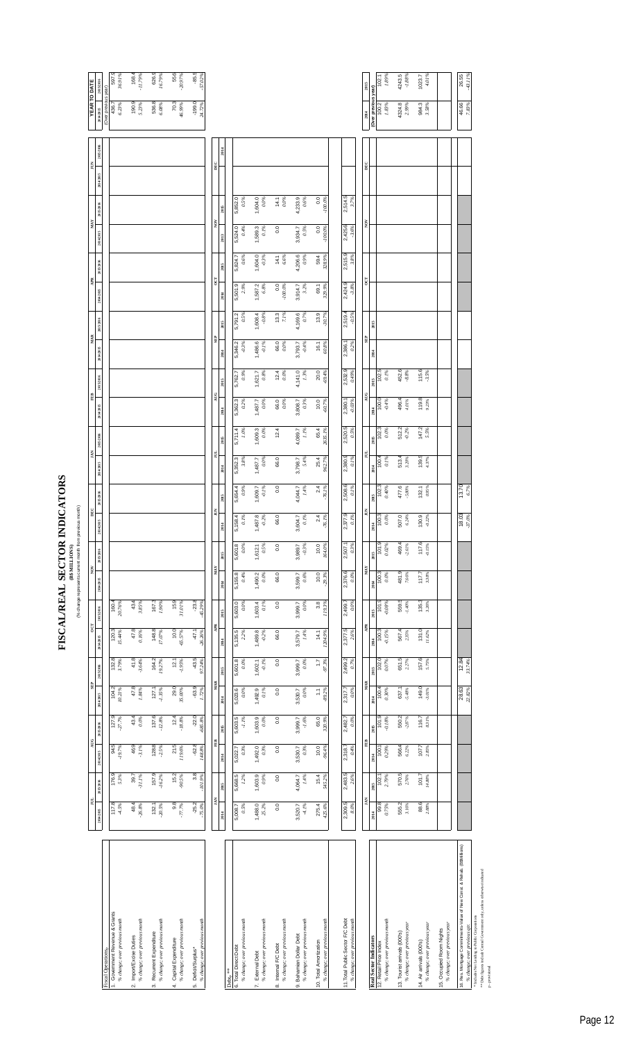# FISCAL/REAL SECTOR INDICATORS

**(B$ MILLIONS)**

(% change represents current month from previous month)

| Fiscal Operations | JUL | | AUG | | SEP | | OCT | | NOV | | DEC | | JAN | | FEB | | MAR | | APR | | MAY | | JUN | | YEAR TO DATE | |
|---|---|---|---|---|---|---|---|---|---|---|---|---|---|---|---|---|---|---|---|---|---|---|---|---|---|---|
| | 2014/2015 | 2015/2016 | 2014/2015 | 2015/2016 | 2014/2015 | 2015/2016 | 2014/2015 | 2015/2016 | 2014/2015 | 2015/2016 | 2014/2015 | 2015/2016 | 2014/2015 | 2015/2016 | 2014/2015 | 2015/2016 | 2014/2015 | 2015/2016 | 2014/2015 | 2015/2016 | 2014/2015 | 2015/2016 | 2014/2015 | 2015/2016 | 2014/2015 | 2015/2016 |
| | | | | | | | | | | | | | | | | | | | | | | | | | (Over previous year) | |
| 1. Government Revenue & Grants | 117.8 | 176.9 | 94.5 | 127.9 | 104.2 | 132.8 | 120.3 | 160.4 | | | | | | | | | | | | | | | | | 436.7 | 597.5 |
| *% change over previous month* | -4.3% | 5.1% | -19.7% | -27.7% | 10.21% | 3.79% | 15.44% | 20.76% | | | | | | | | | | | | | | | | | 6.21% | 36.91% |
| 2. Import/Excise Duties | 48.4 | 39.7 | 46.9 | 43.4 | 47.8 | 41.8 | 47.8 | 43.4 | | | | | | | | | | | | | | | | | 190.9 | 168.4 |
| *% change over previous month* | -26.8% | -31.1% | -3.1% | 0.0% | 1.84% | -3.64% | 0.10% | 3.85% | | | | | | | | | | | | | | | | | 5.20% | -11.79% |
| 3. Recurrent Expenditure | 132.1 | 157.9 | 128.8 | 137.6 | 127.1 | 164.2 | 148.8 | 167.3 | | | | | | | | | | | | | | | | | 536.8 | 626.9 |
| *% change over previous month* | -20.3% | -16.2% | -2.5% | -12.8% | -1.35% | 19.27% | 17.07% | 1.89% | | | | | | | | | | | | | | | | | 6.08% | 16.79% |
| 4. Capital Expenditure | 9.8 | 15.2 | 21.5 | 12.4 | 29.0 | 12.1 | 10.0 | 15.9 | | | | | | | | | | | | | | | | | 70.3 | 55.6 |
| *% change over previous month* | -77.7% | -90.5% | 119.6% | -18.8% | 35.00% | -1.95% | -65.57% | 31.01% | | | | | | | | | | | | | | | | | 46.99% | -20.97% |
| 5. Deficit/Surplus* | -25.2 | 3.8 | -62.8 | -22.0 | -63.9 | -43.5 | -47.1 | -23.8 | | | | | | | | | | | | | | | | | -189.0 | -85.5 |
| *% change over previous month* | -75.0% | -101.9% | 148.8% | -685.8% | 1.72% | 97.24% | -26.26% | -45.29% | | | | | | | | | | | | | | | | | 24.72% | -57.62% |

| Debt ** | JAN | | FEB | | MAR | | APR | | MAY | | JUN | | JUL | | AUG | | SEP | | OCT | | NOV | | DEC | |
|---|---|---|---|---|---|---|---|---|---|---|---|---|---|---|---|---|---|---|---|---|---|---|---|---|
| | 2014 | 2015 | 2014 | 2015 | 2014 | 2015 | 2014 | 2015 | 2014 | 2015 | 2014 | 2015 | 2014 | 2015 | 2014 | 2015 | 2014 | 2015 | 2014 | 2015 | 2014 | 2015 | 2014 | |
| 6. Total Direct Debt | 5,008.7 | 5,668.5 | 5,022.7 | 5,603.5 | 5,023.6 | 5,601.8 | 5,135.5 | 5,603.0 | 5,155.8 | 5,601.8 | 5,158.4 | 5,654.4 | 5,352.3 | 5,711.4 | 5,362.3 | 5,762.7 | 5,346.2 | 5,791.2 | 5,501.9 | 5,824.7 | 5,524.0 | 5,852.0 | | |
| *% change over previous month* | 0.3% | 1.2% | 0.3% | -1.1% | 0.0% | 0.0% | 2.2% | 0.0% | 0.4% | 0.0% | 0.1% | 0.9% | 3.8% | 1.0% | 0.2% | 0.9% | -0.3% | 0.5% | 2.9% | 0.6% | 0.4% | 0.5% | | |
| 7. External Debt | 1,488.0 | 1,603.9 | 1,492.0 | 1,603.9 | 1,492.9 | 1,602.1 | 1,489.8 | 1,603.4 | 1,490.2 | 1,612.1 | 1,487.8 | 1,609.7 | 1,487.7 | 1,609.3 | 1,487.7 | 1,621.7 | 1,486.6 | 1,608.4 | 1,587.2 | 1,604.0 | 1,589.3 | 1,604.0 | | |
| *% change over previous month* | 25.2% | 0.0% | 0.3% | 0.0% | 0.1% | -0.1% | -0.2% | 0.1% | 0.0% | 0.5% | -0.2% | -0.1% | 0.0% | 0.0% | 0.0% | 0.8% | -0.1% | -0.8% | 6.8% | -0.3% | 0.1% | 0.0% | | |
| 8. Internal F/C Debt | 0.0 | 0.0 | 0.0 | 0.0 | 0.0 | 0.0 | 66.0 | 0.0 | 66.0 | 0.0 | 66.0 | 0.0 | 66.0 | 12.4 | 66.0 | 12.4 | 66.0 | 13.3 | 0.0 | 14.1 | 0.0 | 14.1 | | |
| *% change over previous month* | | | | | | | | | | | | | | | 0.0% | 0.0% | 0.0% | 7.1% | -100.0% | 6.6% | | 0.0% | | |
| 9. Bahamian Dollar Debt | 3,520.7 | 4,064.7 | 3,530.7 | 3,999.7 | 3,530.7 | 3,999.7 | 3,579.7 | 3,999.7 | 3,599.7 | 3,989.7 | 3,604.7 | 4,044.7 | 3,798.7 | 4,089.7 | 3,808.7 | 4,141.0 | 3,793.7 | 4,169.6 | 3,914.7 | 4,206.6 | 3,934.7 | 4,233.9 | | |
| *% change over previous month* | -4.1% | 1.4% | 0.3% | -1.6% | 0.0% | 0.0% | 1.4% | 0.0% | 0.6% | -0.3% | 0.1% | 1.4% | 5.4% | 1.1% | 0.3% | 1.3% | -0.4% | 0.7% | 3.2% | 0.9% | 0.5% | 0.6% | | |
| 10. Total Amortization | 275.4 | 15.4 | 10.0 | 65.0 | 1.1 | 1.7 | 14.1 | 3.8 | 10.0 | 10.0 | 2.4 | 2.4 | 25.4 | 65.4 | 10.0 | 20.0 | 16.1 | 13.9 | 69.1 | 59.4 | 0.0 | 0.0 | | |
| *% change over previous month* | 425.6% | 545.2% | -96.4% | 320.9% | -89.2% | -97.3% | 1204.9% | 119.3% | -29.3% | 164.0% | -76.1% | -76.1% | 962.7% | 2635.1% | -60.7% | -69.4% | 60.8% | -30.7% | 329.9% | 328.9% | -100.0% | -100.0% | | |
| 11. Total Public Sector F/C Debt | 2,309.5 | 2,483.5 | 2,318.7 | 2,482.7 | 2,317.7 | 2,499.2 | 2,377.5 | 2,499.7 | 2,376.6 | 2,507.1 | 2,377.9 | 2,508.6 | 2,380.0 | 2,520.5 | 2,380.1 | 2,532.9 | 2,386.1 | 2,519.4 | 2,424.9 | 2,515.9 | 2,425.6 | 2,514.5 | | |
| *% change over previous month* | 8.0% | 2.6% | 0.4% | 0.0% | 0.0% | 0.7% | 2.6% | 0.0% | 0.0% | 0.3% | 0.1% | 0.1% | 0.1% | 0.5% | -0.03% | 0.49% | 0.2% | -0.5% | -3.8% | 3.8% | -3.6% | 3.7% | | |

| Real Sector Indicators | JAN | | FEB | | MAR | | APR | | MAY | | JUN | | JUL | | AUG | | SEP | | OCT | | NOV | | DEC | | | |
|---|---|---|---|---|---|---|---|---|---|---|---|---|---|---|---|---|---|---|---|---|---|---|---|---|---|---|
| | 2014 | 2015 | 2014 | 2015 | 2014 | 2015 | 2014 | 2015 | 2014 | 2015 | 2014 | 2015 | 2014 | 2015 | 2014 | 2015 | 2014 | 2015 | | | | | | | 2014 | 2015 |
| | | | | | | | | | | | | | | | | | | | | | | | | | (Over previous year) | |
| 12. Retail Price Index | 99.8 | 102.1 | 100.1 | 101.9 | 100.4 | 102.0 | 100.3 | 101.9 | 100.3 | 101.9 | 100.3 | 102.3 | 100.4 | 102.3 | 100.0 | 102.5 | | | | | | | | | 100.2 | 102.1 |
| *% change over previous month* | 0.79% | 2.79% | 0.29% | -0.18% | 0.30% | 0.07% | -0.15% | -0.08% | 0.0% | 0.02% | 0.0% | 0.40% | 0.1% | 0.0% | -0.4% | 0.1% | | | | | | | | | 1.83% | 1.89% |
| 13. Tourist arrivals (000's) | 555.2 | 570.5 | 566.4 | 550.2 | 637.1 | 651.5 | 567.4 | 559.5 | 481.9 | 469.4 | 507.0 | 477.6 | 513.4 | 512.2 | 486.4 | 452.6 | | | | | | | | | 4324.8 | 4243.5 |
| *% change over previous year* | 3.16% | 2.76% | 6.2% | -2.8% | 5.48% | 2.2% | 2.5% | -1.4% | 7.6% | -2.6% | 6.34% | -3.0% | 3.26% | -0.2% | 1.6% | -6.8% | | | | | | | | | 2.99% | -1.88% |
| 14. Air arrivals (000's) | 88.6 | 101.7 | 107.7 | 116.7 | 149.0 | 157.6 | 131.0 | 135.3 | 117.7 | 117.6 | 130.9 | 132.1 | 139.5 | 147.2 | 119.8 | 115.6 | | | | | | | | | 984.3 | 1023.7 |
| *% change over previous year* | 2.88% | 14.8% | 2.8% | 8.3% | -3.6% | 5.7% | 11.62% | 3.3% | 3.8% | -0.1% | -0.2% | 0.9% | 4.3% | 5.3% | 9.2% | -1.3% | | | | | | | | | 3.38% | 4.01% |
| 15. Occupied Room Nights | | | | | | | | | | | | | | | | | | | | | | | | | | |
| *% change over previous year* | | | | | | | | | | | | | | | | | | | | | | | | | | |
| 16. Res. Mortgage Commitments-Value of New Const. & Rehab. (B$Millions) | | | | | 23.63 | 12.84 | | | | | 18.03 | 13.70 | | | | | | | | | | | | | 46.66 | 26.55 |
| *% change over previous qtr.* | | | | | 22.82% | 33.4% | | | | | -37.0% | 6.7% | | | | | | | | | | | | | 7.63% | -43.1% |

\* Includes Net Lending to Public Corporations

** Debt figures include Central Government only unless otherwise indicated

p - provisional